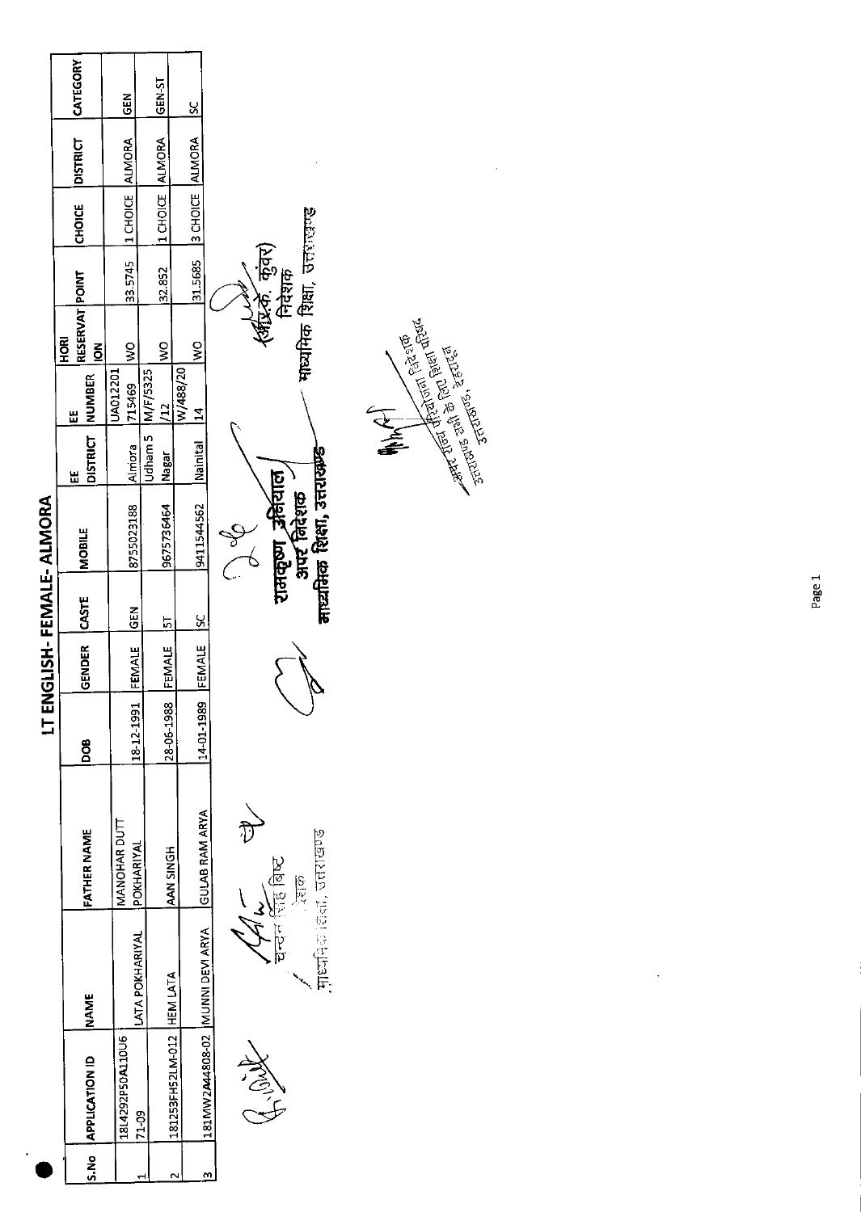# LT ENGLISH- FEMALE- ALMORA

| S.No | APPLICATION ID | NAME | FATHER NAME | DOB | GENDER | CASTE | MOBILE | EE DISTRICT | EE NUMBER | HORI RESERVATION | POINT | CHOICE | DISTRICT | CATEGORY |
|---|---|---|---|---|---|---|---|---|---|---|---|---|---|---|
| 1 | 18I4292P50A110U671-09 | LATA POKHARIYAL | MANOHAR DUTT POKHARIYAL | 18-12-1991 | FEMALE | GEN | 8755023188 | Almora | UA012201715469 | WO | 33.5745 | 1 CHOICE | ALMORA | GEN |
| 2 | 181253FH52LM-012 | HEM LATA | AAN SINGH | 28-06-1988 | FEMALE | ST | 9675736464 | Udham Singh Nagar | M/F/5325/12 | WO | 32.852 | 1 CHOICE | ALMORA | GEN-ST |
| 3 | 181MW2A44808-02 | MUNNI DEVI ARYA | GULAB RAM ARYA | 14-01-1989 | FEMALE | SC | 9411544562 | Nainital | W/488/2014 | WO | 31.5685 | 3 CHOICE | ALMORA | SC |

चन्दन सिंह बिष्ट
निदेशक
माध्यमिक शिक्षा, उत्तराखण्ड

रामकृष्ण उनियाल
अपर निदेशक
माध्यमिक शिक्षा, उत्तराखण्ड

(आर.के. कुंवर)
निदेशक
माध्यमिक शिक्षा, उत्तराखण्ड

अपर राज्य परियोजना निदेशक
उत्तराखण्ड सभी के लिए शिक्षा परिषद
उत्तराखण्ड, देहरादून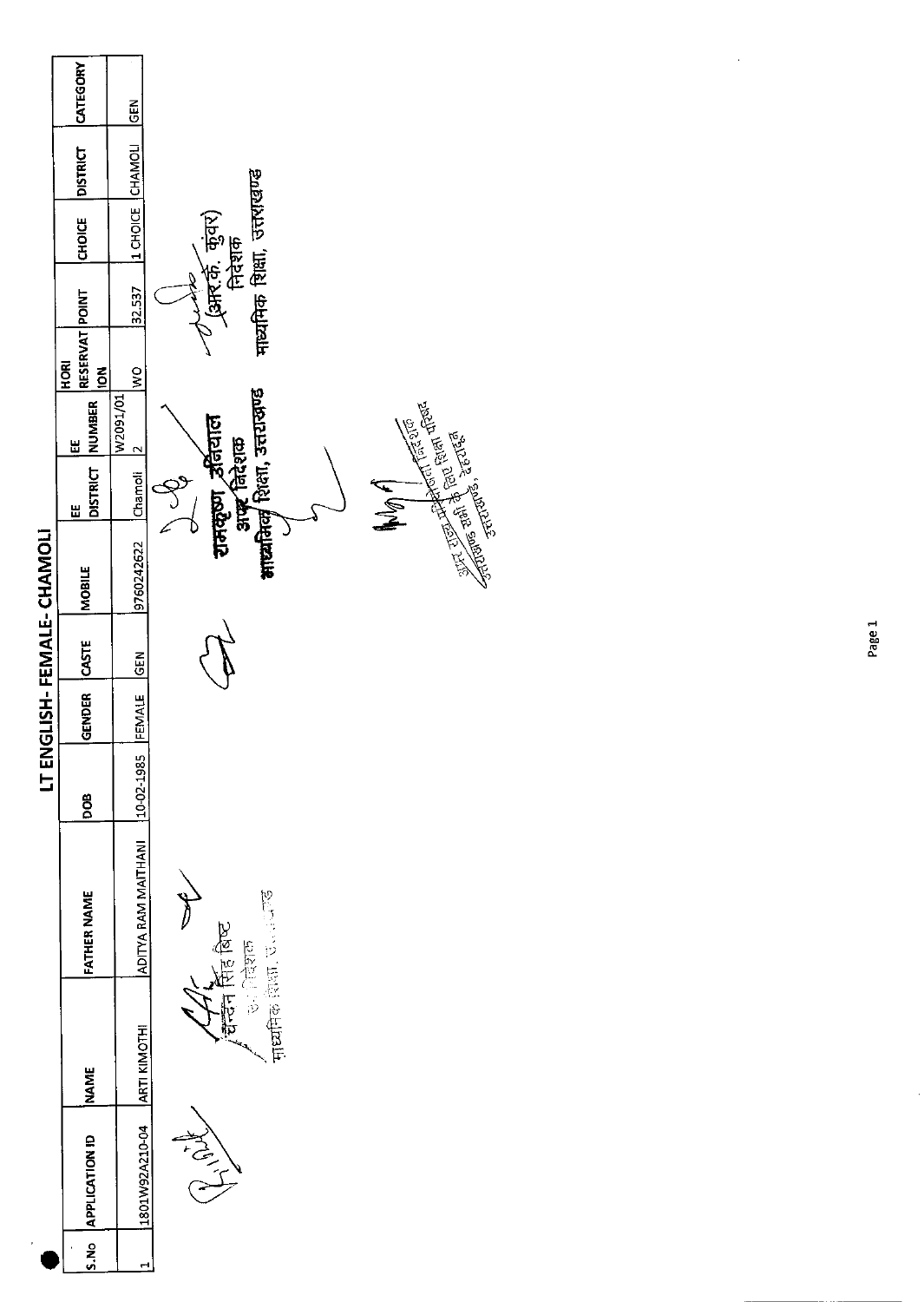# LT ENGLISH- FEMALE- CHAMOLI

| S.No | APPLICATION ID | NAME | FATHER NAME | DOB | GENDER | CASTE | MOBILE | EE DISTRICT | EE NUMBER | HORI RESERVATION | POINT | CHOICE | DISTRICT | CATEGORY |
|---|---|---|---|---|---|---|---|---|---|---|---|---|---|---|
| 1 | 1801W92A210-04 | ARTI KIMOTHI | ADITYA RAM MAITHANI | 10-02-1985 | FEMALE | GEN | 9760242622 | Chamoli | W2091/01 2 | WO | 32.537 | 1 CHOICE | CHAMOLI | GEN |

चन्दन सिंह बिष्ट
उप निदेशक
माध्यमिक शिक्षा, उत्तराखण्ड

रामकृष्ण उनियाल
अपर निदेशक
माध्यमिक शिक्षा, उत्तराखण्ड

(आर.के. कुंवर)
निदेशक
माध्यमिक शिक्षा, उत्तराखण्ड

अपर राज्य परियोजना निदेशक
उत्तराखण्ड सभी के लिए शिक्षा परिषद
उत्तराखण्ड, देहरादून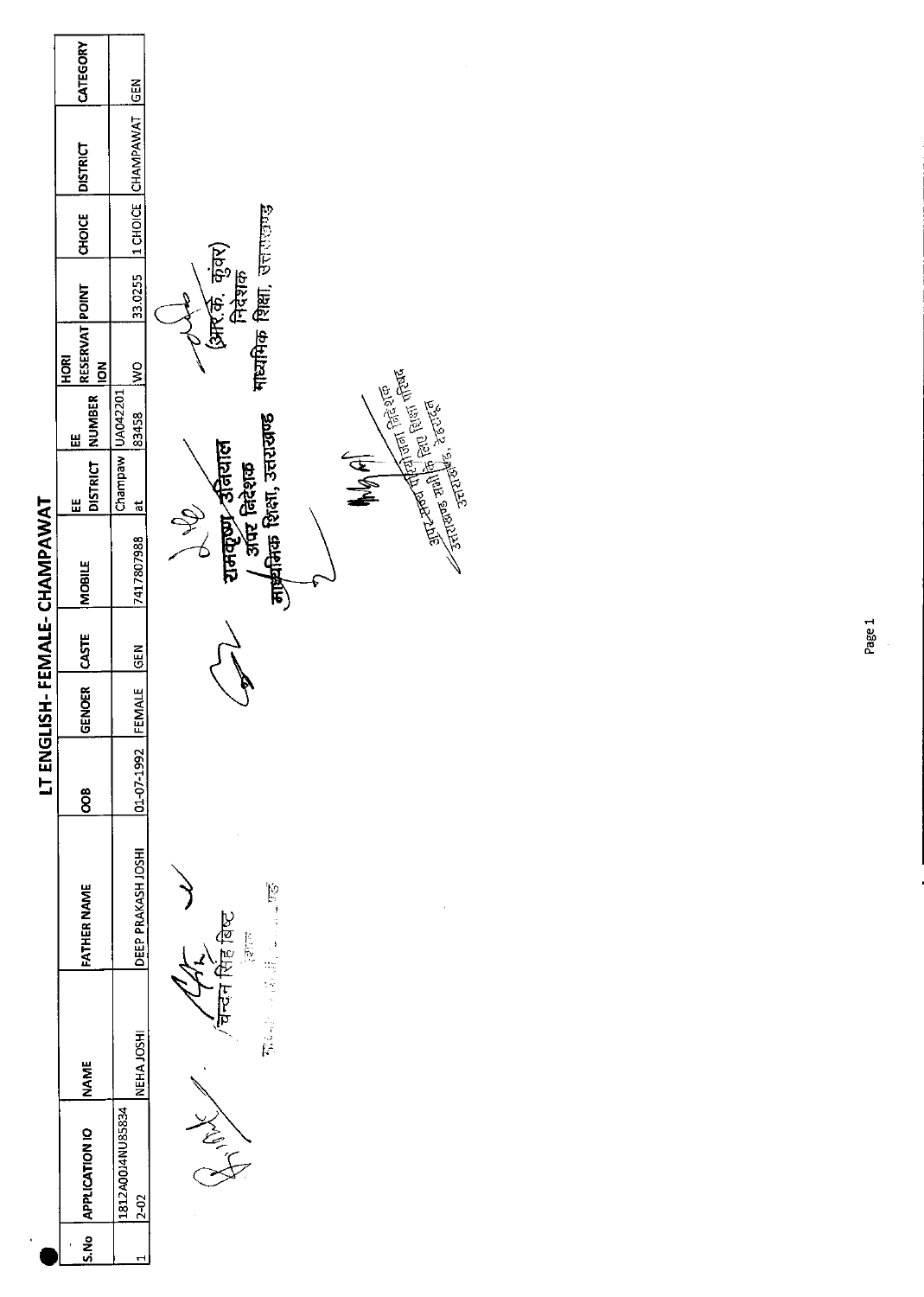# LT ENGLISH- FEMALE- CHAMPAWAT

| S.No | APPLICATION ID | NAME | FATHER NAME | DOB | GENDER | CASTE | MOBILE | EE DISTRICT | EE NUMBER | HORI RESERVATION | POINT | CHOICE | DISTRICT | CATEGORY |
|---|---|---|---|---|---|---|---|---|---|---|---|---|---|---|
| 1 | 1812A00J4NU85834 2-02 | NEHA JOSHI | DEEP PRAKASH JOSHI | 01-07-1992 | FEMALE | GEN | 7417807988 | Champawat | UA04220183458 | WO | 33.0255 | 1 CHOICE | CHAMPAWAT | GEN |

चन्दन सिंह बिष्ट

रामकृष्ण उनियाल
अपर निदेशक
माध्यमिक शिक्षा, उत्तराखण्ड

(आर.के. कुंवर)
निदेशक
माध्यमिक शिक्षा, उत्तराखण्ड

अपर राज्य परियोजना निदेशक
उत्तराखण्ड सभी के लिए शिक्षा परिषद
उत्तराखण्ड, देहरादून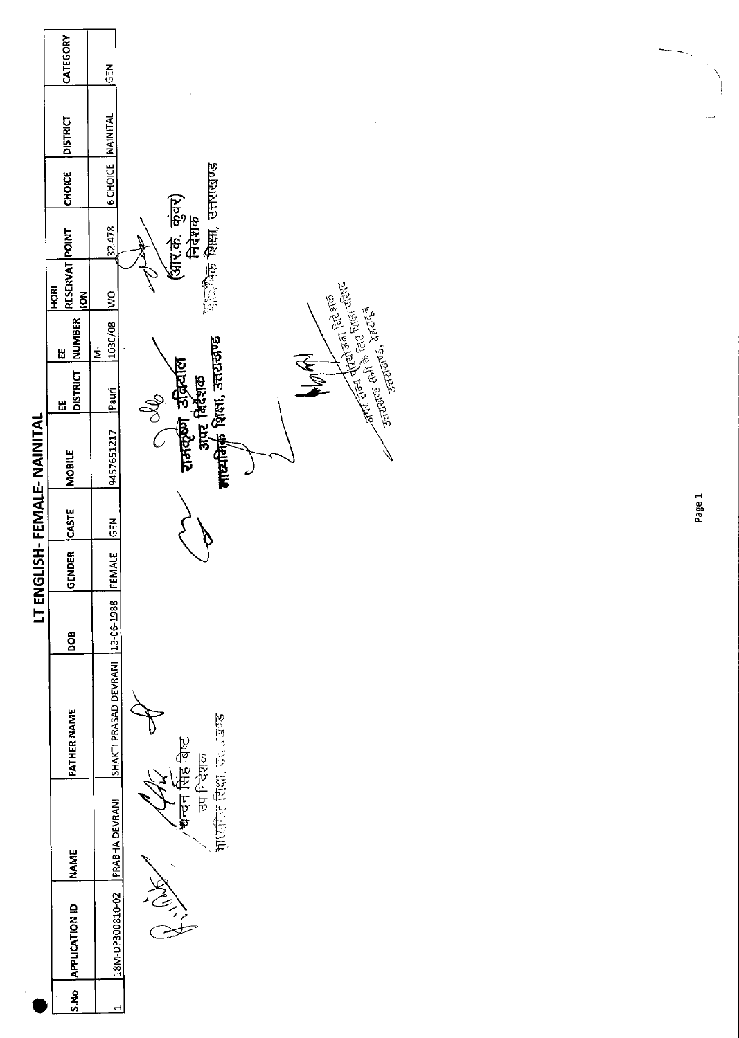# LT ENGLISH- FEMALE- NAINITAL

| S.No | APPLICATION ID | NAME | FATHER NAME | DOB | GENDER | CASTE | MOBILE | EE DISTRICT | EE NUMBER | HORI RESERVATION | POINT | CHOICE | DISTRICT | CATEGORY |
|---|---|---|---|---|---|---|---|---|---|---|---|---|---|---|
| 1 | 18M-DP300810-02 | PRABHA DEVRANI | SHAKTI PRASAD DEVRANI | 13-06-1988 | FEMALE | GEN | 9457651217 | Pauri | M-1030/08 | WO | 32.478 | 6 CHOICE | NAINITAL | GEN |

चन्दन सिंह बिष्ट
उप निदेशक
माध्यमिक शिक्षा, उत्तराखण्ड

रामकृष्ण उनियाल
अपर निदेशक
माध्यमिक शिक्षा, उत्तराखण्ड

(आर.के. कुंवर)
निदेशक
माध्यमिक शिक्षा, उत्तराखण्ड

अपर राज्य परियोजना निदेशक
उत्तराखण्ड सभी के लिए शिक्षा परिषद
उत्तराखण्ड, देहरादून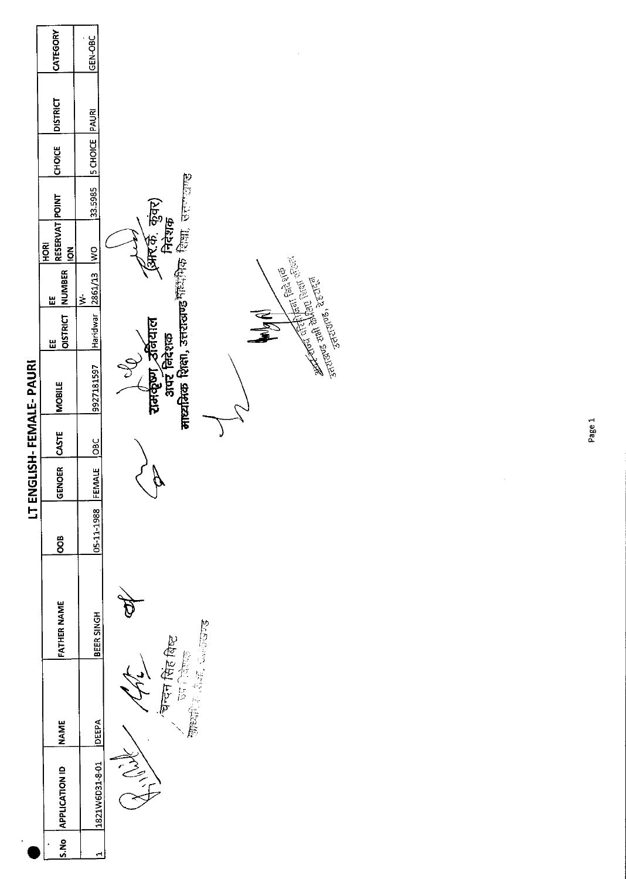# LT ENGLISH- FEMALE- PAURI

| S.No | APPLICATION ID | NAME | FATHER NAME | DOB | GENDER | CASTE | MOBILE | EE DISTRICT | EE NUMBER | HORI RESERVATION | POINT | CHOICE | DISTRICT | CATEGORY |
|---|---|---|---|---|---|---|---|---|---|---|---|---|---|---|
| 1 | 1821W6D31-8-01 | DEEPA | BEER SINGH | 05-11-1988 | FEMALE | OBC | 9927181597 | Haridwar | W-2861/13 | WO | 33.5985 | 5 CHOICE | PAURI | GEN-OBC |

चन्दन सिंह बिष्ट
उप निदेशक
माध्यमिक शिक्षा, उत्तराखण्ड

रामकृष्ण उनियाल
अपर निदेशक
माध्यमिक शिक्षा, उत्तराखण्ड

(आर.के. कुंवर)
निदेशक
माध्यमिक शिक्षा, उत्तराखण्ड

अपर राज्य परियोजना निदेशक
उत्तराखण्ड सभी के लिए शिक्षा परिषद
उत्तराखण्ड, देहरादून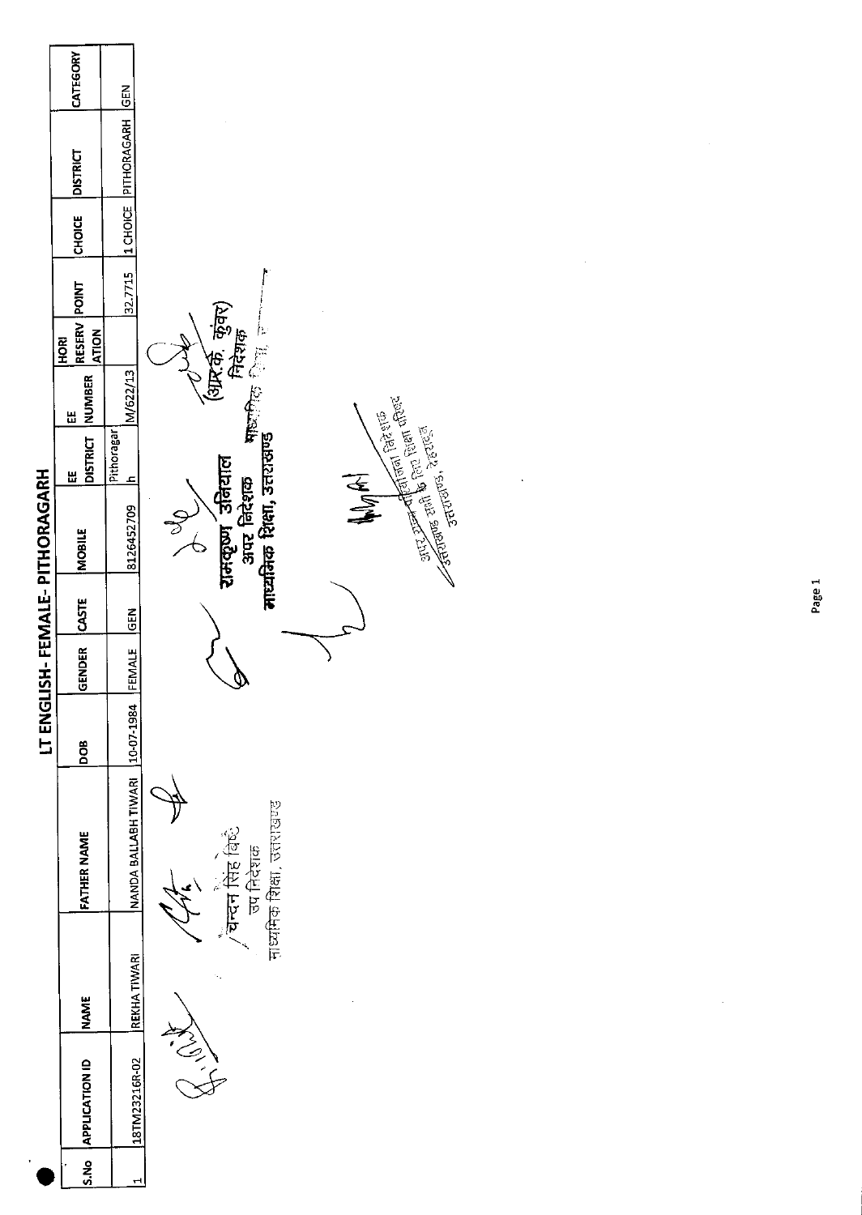# LT ENGLISH- FEMALE- PITHORAGARH

| S.No | APPLICATION ID | NAME | FATHER NAME | DOB | GENDER | CASTE | MOBILE | EE DISTRICT | EE NUMBER | HORI RESERV ATION | POINT | CHOICE | DISTRICT | CATEGORY |
|---|---|---|---|---|---|---|---|---|---|---|---|---|---|---|
| 1 | 18TM23216R-02 | REKHA TIWARI | NANDA BALLABH TIWARI | 10-07-1984 | FEMALE | GEN | 8126452709 | Pithoragarh | M/622/13 | | 32.7715 | 1 CHOICE | PITHORAGARH | GEN |

चन्दन सिंह बिष्ट
उप निदेशक
माध्यमिक शिक्षा, उत्तराखण्ड

रामकृष्ण उनियाल
अपर निदेशक
माध्यमिक शिक्षा, उत्तराखण्ड

(आर.के. कुंवर)
निदेशक
माध्यमिक शिक्षा, उत्तराखण्ड

अपर राज्य परियोजना निदेशक
उत्तराखण्ड सभी के लिए शिक्षा परिषद
उत्तराखण्ड, देहरादून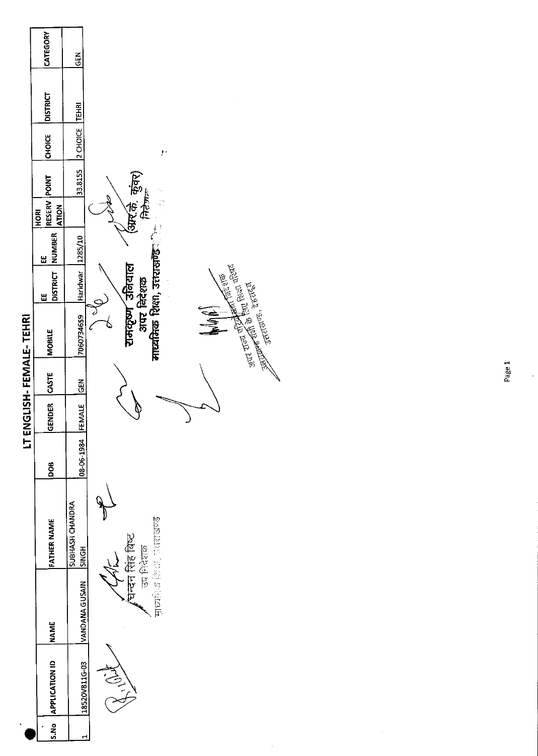# LT ENGLISH- FEMALE- TEHRI

| S.No | APPLICATION ID | NAME | FATHER NAME | DOB | GENDER | CASTE | MOBILE | EE DISTRICT | EE NUMBER | HORI RESERV ATION | POINT | CHOICE | DISTRICT | CATEGORY |
|---|---|---|---|---|---|---|---|---|---|---|---|---|---|---|
| 1 | 18520V811G-03 | VANDANA GUSAIN | SUBHASH CHANDRA SINGH | 08-06-1984 | FEMALE | GEN | 7060734659 | Haridwar | 1285/10 | | 33.8155 | 2 CHOICE | TEHRI | GEN |

चन्दन सिंह बिष्ट
उप निदेशक
माध्यमिक शिक्षा, उत्तराखण्ड

रामकृष्ण उनियाल
अपर निदेशक
माध्यमिक शिक्षा, उत्तराखण्ड

(आर.के. कुंवर)
निदेशक

अपर राज्य परियोजना निदेशक
राष्ट्रीय माध्यमिक शिक्षा परिषद
उत्तराखण्ड, देहरादून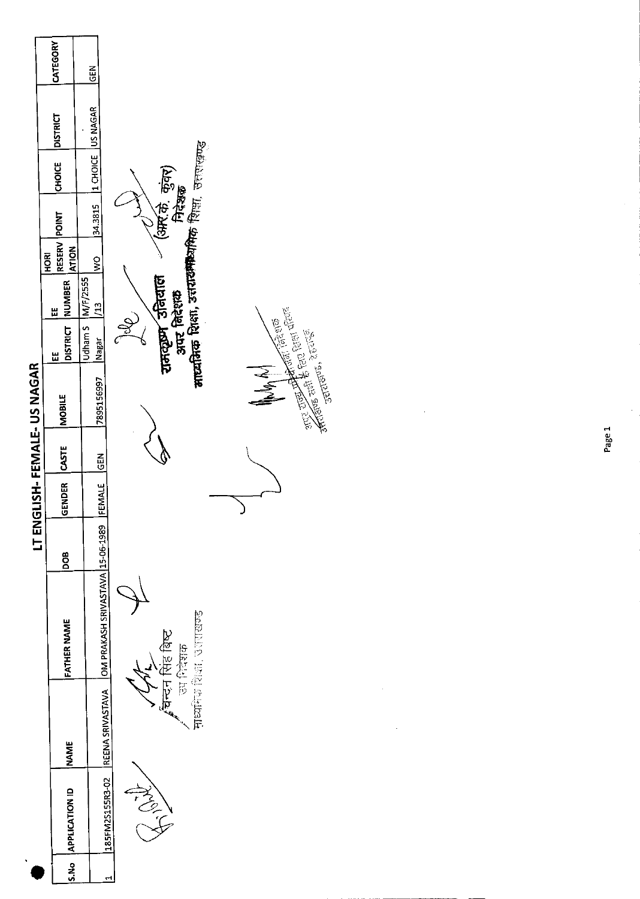# LT ENGLISH- FEMALE- US NAGAR

| S.No | APPLICATION ID | NAME | FATHER NAME | DOB | GENDER | CASTE | MOBILE | EE DISTRICT | EE NUMBER | HORI RESERVATION | POINT | CHOICE | DISTRICT | CATEGORY |
|---|---|---|---|---|---|---|---|---|---|---|---|---|---|---|
| 1 | 185FM2S155R3-02 | REENA SRIVASTAVA | OM PRAKASH SRIVASTAVA | 15-06-1989 | FEMALE | GEN | 7895156997 | Udham S Nagar | M/F/2555 /13 | WO | 34.3815 | 1 CHOICE | US NAGAR | GEN |

चन्दन सिंह बिष्ट
उप निदेशक
माध्यमिक शिक्षा, उत्तराखण्ड

रामकृष्ण उनियाल
अपर निदेशक
माध्यमिक शिक्षा, उत्तराखण्ड

(आर.के. कुंवर)
निदेशक
माध्यमिक शिक्षा, उत्तराखण्ड

अपर राज्य परियोजना निदेशक
उत्तराखण्ड सभी के लिए शिक्षा परिषद
उत्तराखण्ड, देहरादून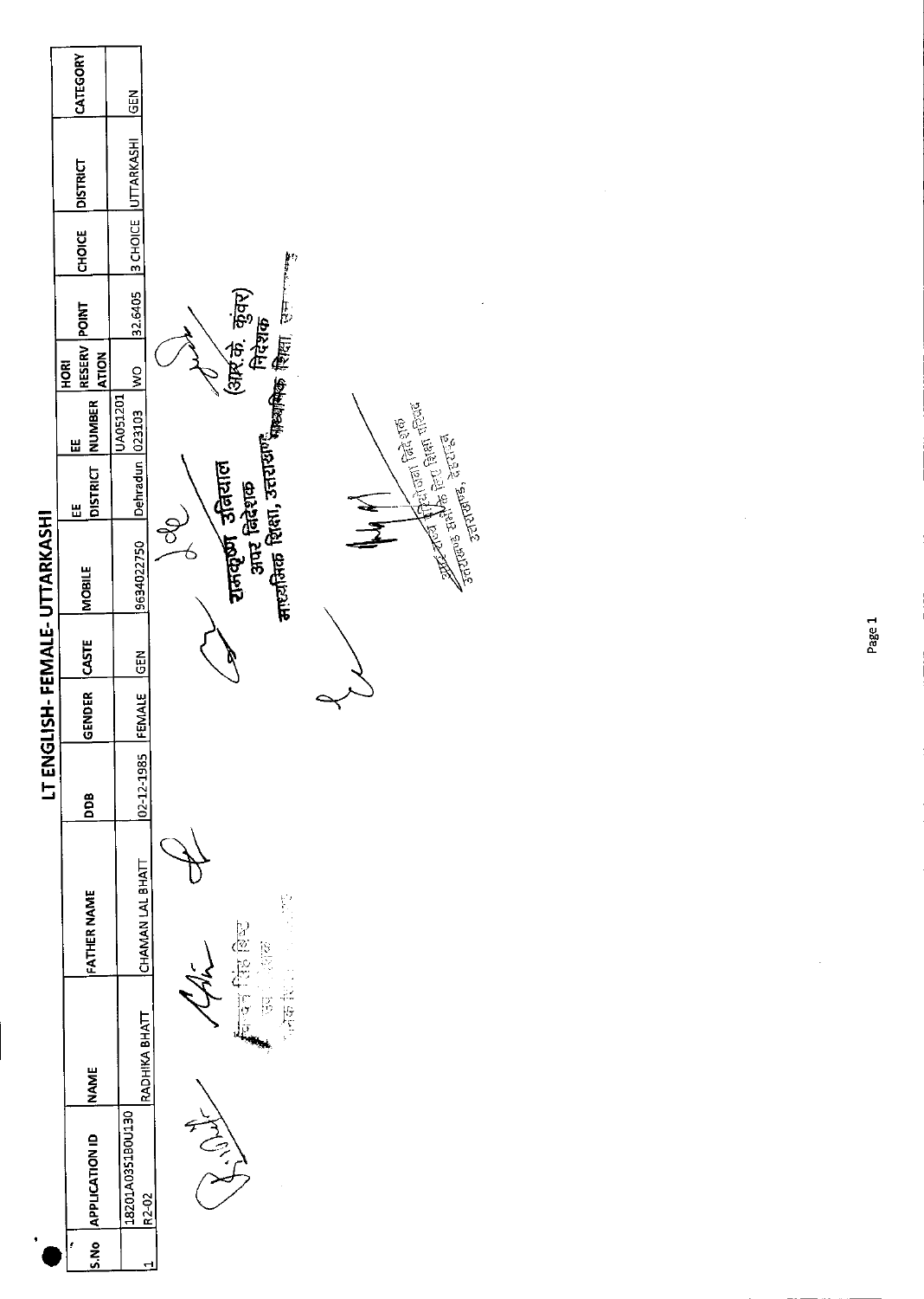# LT ENGLISH- FEMALE- UTTARKASHI

| S.No | APPLICATION ID | NAME | FATHER NAME | DOB | GENDER | CASTE | MOBILE | EE DISTRICT | EE NUMBER | HORI RESERV ATION | POINT | CHOICE | DISTRICT | CATEGORY |
|---|---|---|---|---|---|---|---|---|---|---|---|---|---|---|
| 1 | 18201A0351B0U130 R2-02 | RADHIKA BHATT | CHAMAN LAL BHATT | 02-12-1985 | FEMALE | GEN | 9634022750 | Dehradun | UA051201 023103 | WO | 32.6405 | 3 CHOICE | UTTARKASHI | GEN |

रामकृष्ण उनियाल
अपर निदेशक
माध्यमिक शिक्षा, उत्तराखण्ड

(आर.के. कुंवर)
निदेशक
माध्यमिक शिक्षा, उत्तराखण्ड

अपर राज्य परियोजना निदेशक
उत्तराखण्ड सर्व शिक्षा परिषद
उत्तराखण्ड, देहरादून